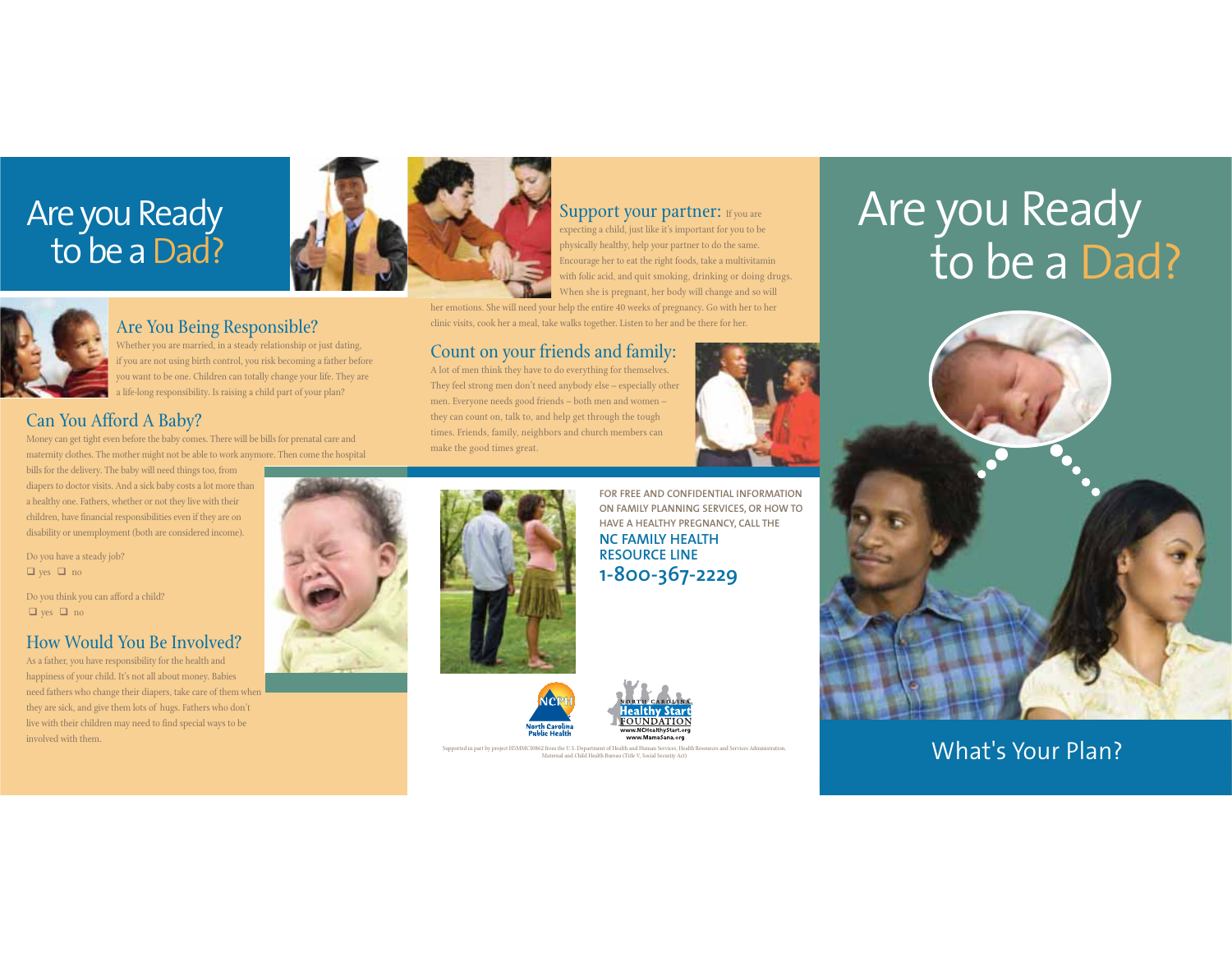# Are you Ready to be a Dad?

## Are You Being Responsible?

Whether you are married, in a steady relationship or just dating, if you are not using birth control, you risk becoming a father before you want to be one. Children can totally change your life. They are a life-long responsibility. Is raising a child part of your plan?

## Can You Afford A Baby?

Money can get tight even before the baby comes. There will be bills for prenatal care and maternity clothes. The mother might not be able to work anymore. Then come the hospital bills for the delivery. The baby will need things too, from diapers to doctor visits. And a sick baby costs a lot more than a healthy one. Fathers, whether or not they live with their children, have financial responsibilities even if they are on disability or unemployment (both are considered income).

Do you have a steady job?

❑ yes ❑ no

Do you think you can afford a child?

❑ yes ❑ no

## How Would You Be Involved?

As a father, you have responsibility for the health and happiness of your child. It's not all about money. Babies need fathers who change their diapers, take care of them when they are sick, and give them lots of hugs. Fathers who don't live with their children may need to find special ways to be involved with them.

## Support your partner:

If you are expecting a child, just like it's important for you to be physically healthy, help your partner to do the same. Encourage her to eat the right foods, take a multivitamin with folic acid, and quit smoking, drinking or doing drugs. When she is pregnant, her body will change and so will her emotions. She will need your help the entire 40 weeks of pregnancy. Go with her to her clinic visits, cook her a meal, take walks together. Listen to her and be there for her.

## Count on your friends and family:

A lot of men think they have to do everything for themselves. They feel strong men don't need anybody else – especially other men. Everyone needs good friends – both men and women – they can count on, talk to, and help get through the tough times. Friends, family, neighbors and church members can make the good times great.

FOR FREE AND CONFIDENTIAL INFORMATION ON FAMILY PLANNING SERVICES, OR HOW TO HAVE A HEALTHY PREGNANCY, CALL THE

**NC FAMILY HEALTH RESOURCE LINE**
**1-800-367-2229**

NCPH North Carolina Public Health

North Carolina Healthy Start Foundation
www.NCHealthyStart.org
www.MamaSana.org

Supported in part by project H5MMC10862 from the U.S. Department of Health and Human Services, Health Resources and Services Administration, Maternal and Child Health Bureau (Title V, Social Security Act)

# Are you Ready to be a Dad?

What's Your Plan?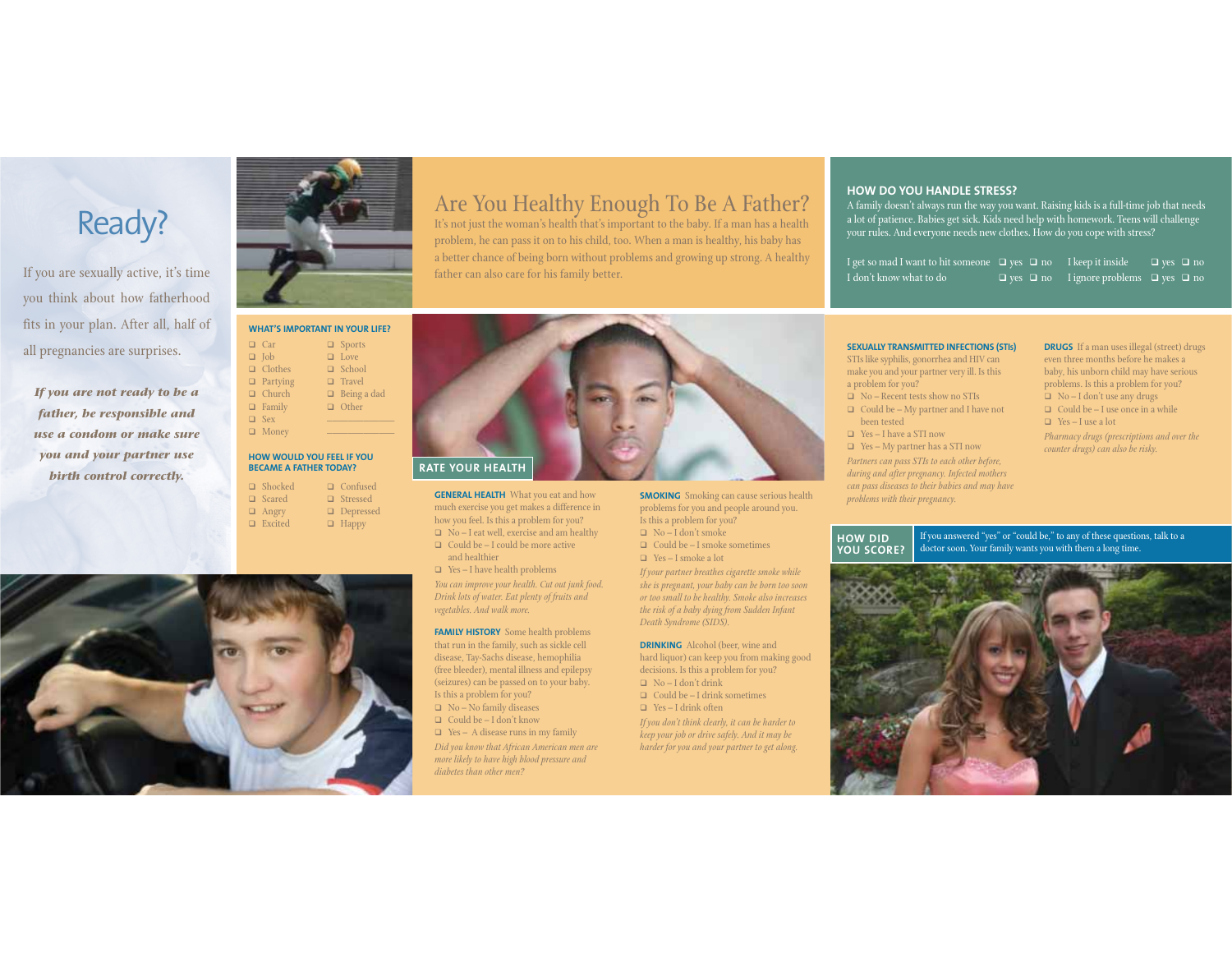# Ready?

If you are sexually active, it's time you think about how fatherhood fits in your plan. After all, half of all pregnancies are surprises.

***If you are not ready to be a father, be responsible and use a condom or make sure you and your partner use birth control correctly.***

### WHAT'S IMPORTANT IN YOUR LIFE?

- ❑ Car
- ❑ Job
- ❑ Clothes
- ❑ Partying
- ❑ Church
- ❑ Family
- ❑ Sex
- ❑ Money
- ❑ Sports
- ❑ Love
- ❑ School
- ❑ Travel
- ❑ Being a dad
- ❑ Other ______________
- ______________

### HOW WOULD YOU FEEL IF YOU BECAME A FATHER TODAY?

- ❑ Shocked
- ❑ Scared
- ❑ Angry
- ❑ Excited
- ❑ Confused
- ❑ Stressed
- ❑ Depressed
- ❑ Happy

# Are You Healthy Enough To Be A Father?

It's not just the woman's health that's important to the baby. If a man has a health problem, he can pass it on to his child, too. When a man is healthy, his baby has a better chance of being born without problems and growing up strong. A healthy father can also care for his family better.

## RATE YOUR HEALTH

**GENERAL HEALTH** What you eat and how much exercise you get makes a difference in how you feel. Is this a problem for you?

- ❑ No – I eat well, exercise and am healthy
- ❑ Could be – I could be more active and healthier
- ❑ Yes – I have health problems

*You can improve your health. Cut out junk food. Drink lots of water. Eat plenty of fruits and vegetables. And walk more.*

**FAMILY HISTORY** Some health problems that run in the family, such as sickle cell disease, Tay-Sachs disease, hemophilia (free bleeder), mental illness and epilepsy (seizures) can be passed on to your baby. Is this a problem for you?

- ❑ No – No family diseases
- ❑ Could be – I don't know
- ❑ Yes – A disease runs in my family

*Did you know that African American men are more likely to have high blood pressure and diabetes than other men?*

**SMOKING** Smoking can cause serious health problems for you and people around you. Is this a problem for you?

- ❑ No – I don't smoke
- ❑ Could be – I smoke sometimes
- ❑ Yes – I smoke a lot

*If your partner breathes cigarette smoke while she is pregnant, your baby can be born too soon or too small to be healthy. Smoke also increases the risk of a baby dying from Sudden Infant Death Syndrome (SIDS).*

**DRINKING** Alcohol (beer, wine and hard liquor) can keep you from making good decisions. Is this a problem for you?

- ❑ No – I don't drink
- ❑ Could be – I drink sometimes
- ❑ Yes – I drink often

*If you don't think clearly, it can be harder to keep your job or drive safely. And it may be harder for you and your partner to get along.*

### HOW DO YOU HANDLE STRESS?

A family doesn't always run the way you want. Raising kids is a full-time job that needs a lot of patience. Babies get sick. Kids need help with homework. Teens will challenge your rules. And everyone needs new clothes. How do you cope with stress?

| | | | |
|---|---|---|---|
| I get so mad I want to hit someone | ❑ yes ❑ no | I keep it inside | ❑ yes ❑ no |
| I don't know what to do | ❑ yes ❑ no | I ignore problems | ❑ yes ❑ no |

**SEXUALLY TRANSMITTED INFECTIONS (STIs)** STIs like syphilis, gonorrhea and HIV can make you and your partner very ill. Is this a problem for you?

- ❑ No – Recent tests show no STIs
- ❑ Could be – My partner and I have not been tested
- ❑ Yes – I have a STI now
- ❑ Yes – My partner has a STI now

*Partners can pass STIs to each other before, during and after pregnancy. Infected mothers can pass diseases to their babies and may have problems with their pregnancy.*

**DRUGS** If a man uses illegal (street) drugs even three months before he makes a baby, his unborn child may have serious problems. Is this a problem for you?

- ❑ No – I don't use any drugs
- ❑ Could be – I use once in a while
- ❑ Yes – I use a lot

*Pharmacy drugs (prescriptions and over the counter drugs) can also be risky.*

**HOW DID YOU SCORE?** If you answered "yes" or "could be," to any of these questions, talk to a doctor soon. Your family wants you with them a long time.